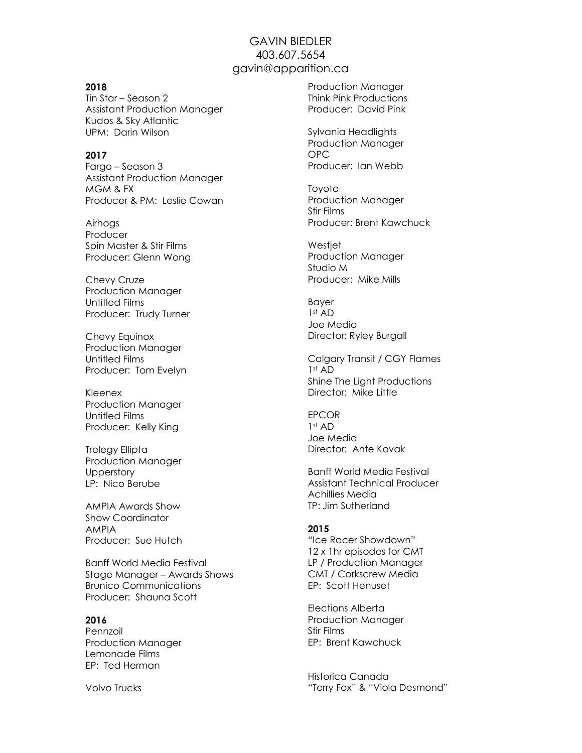# GAVIN BIEDLER

403.607.5654
gavin@apparition.ca

**2018**

Tin Star – Season 2
Assistant Production Manager
Kudos & Sky Atlantic
UPM: Darin Wilson

**2017**

Fargo – Season 3
Assistant Production Manager
MGM & FX
Producer & PM: Leslie Cowan

Airhogs
Producer
Spin Master & Stir Films
Producer: Glenn Wong

Chevy Cruze
Production Manager
Untitled Films
Producer: Trudy Turner

Chevy Equinox
Production Manager
Untitled Films
Producer: Tom Evelyn

Kleenex
Production Manager
Untitled Films
Producer: Kelly King

Trelegy Ellipta
Production Manager
Upperstory
LP: Nico Berube

AMPIA Awards Show
Show Coordinator
AMPIA
Producer: Sue Hutch

Banff World Media Festival
Stage Manager – Awards Shows
Brunico Communications
Producer: Shauna Scott

**2016**

Pennzoil
Production Manager
Lemonade Films
EP: Ted Herman

Volvo Trucks
Production Manager
Think Pink Productions
Producer: David Pink

Sylvania Headlights
Production Manager
OPC
Producer: Ian Webb

Toyota
Production Manager
Stir Films
Producer: Brent Kawchuck

Westjet
Production Manager
Studio M
Producer: Mike Mills

Bayer
1st AD
Joe Media
Director: Ryley Burgall

Calgary Transit / CGY Flames
1st AD
Shine The Light Productions
Director: Mike Little

EPCOR
1st AD
Joe Media
Director: Ante Kovak

Banff World Media Festival
Assistant Technical Producer
Achillies Media
TP: Jim Sutherland

**2015**

"Ice Racer Showdown"
12 x 1hr episodes for CMT
LP / Production Manager
CMT / Corkscrew Media
EP: Scott Henuset

Elections Alberta
Production Manager
Stir Films
EP: Brent Kawchuck

Historica Canada
"Terry Fox" & "Viola Desmond"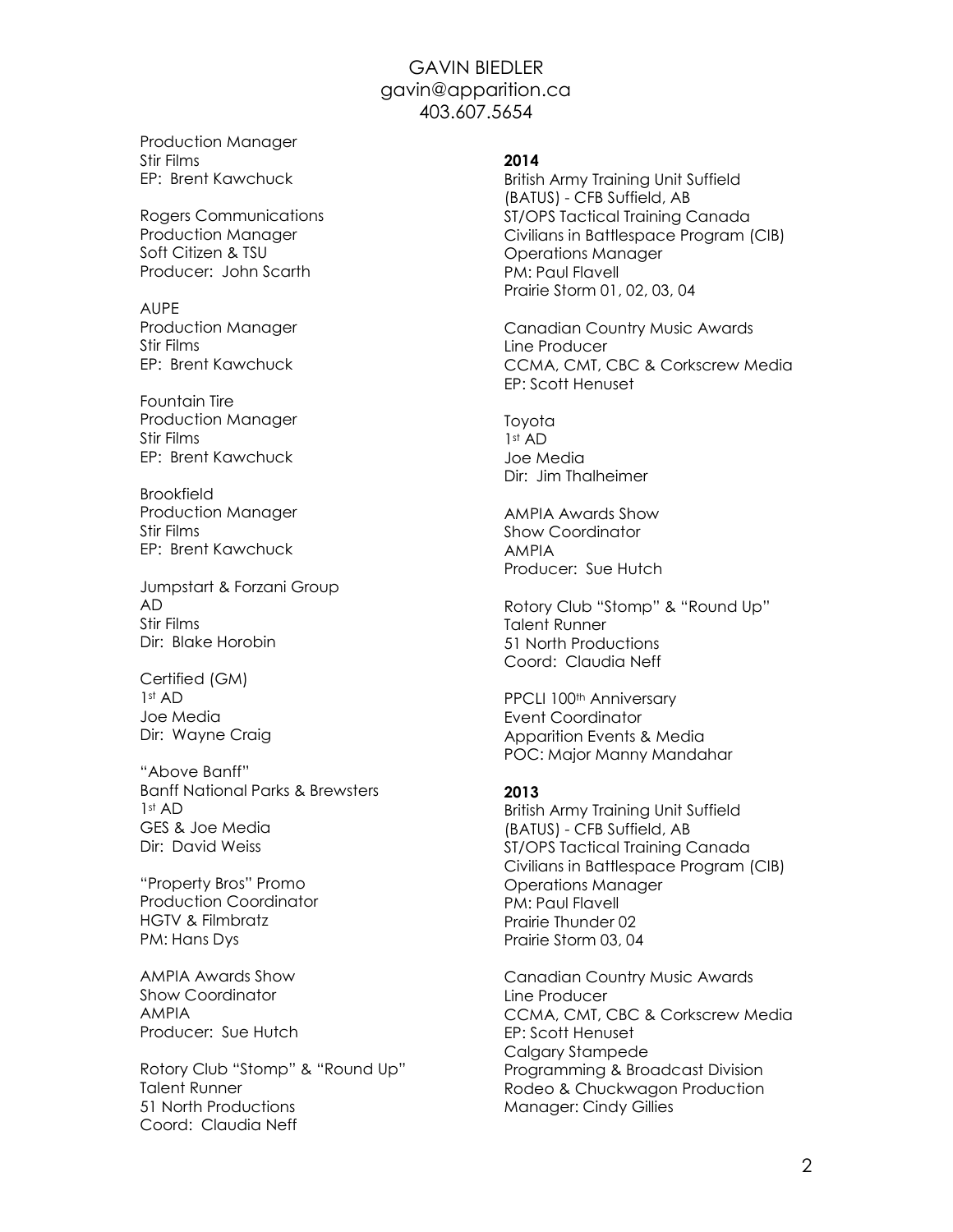GAVIN BIEDLER
gavin@apparition.ca
403.607.5654

Production Manager
Stir Films
EP: Brent Kawchuck

Rogers Communications
Production Manager
Soft Citizen & TSU
Producer: John Scarth

AUPE
Production Manager
Stir Films
EP: Brent Kawchuck

Fountain Tire
Production Manager
Stir Films
EP: Brent Kawchuck

Brookfield
Production Manager
Stir Films
EP: Brent Kawchuck

Jumpstart & Forzani Group
AD
Stir Films
Dir: Blake Horobin

Certified (GM)
1st AD
Joe Media
Dir: Wayne Craig

"Above Banff"
Banff National Parks & Brewsters
1st AD
GES & Joe Media
Dir: David Weiss

"Property Bros" Promo
Production Coordinator
HGTV & Filmbratz
PM: Hans Dys

AMPIA Awards Show
Show Coordinator
AMPIA
Producer: Sue Hutch

Rotory Club "Stomp" & "Round Up"
Talent Runner
51 North Productions
Coord: Claudia Neff

**2014**

British Army Training Unit Suffield
(BATUS) - CFB Suffield, AB
ST/OPS Tactical Training Canada
Civilians in Battlespace Program (CIB)
Operations Manager
PM: Paul Flavell
Prairie Storm 01, 02, 03, 04

Canadian Country Music Awards
Line Producer
CCMA, CMT, CBC & Corkscrew Media
EP: Scott Henuset

Toyota
1st AD
Joe Media
Dir: Jim Thalheimer

AMPIA Awards Show
Show Coordinator
AMPIA
Producer: Sue Hutch

Rotory Club "Stomp" & "Round Up"
Talent Runner
51 North Productions
Coord: Claudia Neff

PPCLI 100th Anniversary
Event Coordinator
Apparition Events & Media
POC: Major Manny Mandahar

**2013**

British Army Training Unit Suffield
(BATUS) - CFB Suffield, AB
ST/OPS Tactical Training Canada
Civilians in Battlespace Program (CIB)
Operations Manager
PM: Paul Flavell
Prairie Thunder 02
Prairie Storm 03, 04

Canadian Country Music Awards
Line Producer
CCMA, CMT, CBC & Corkscrew Media
EP: Scott Henuset
Calgary Stampede
Programming & Broadcast Division
Rodeo & Chuckwagon Production
Manager: Cindy Gillies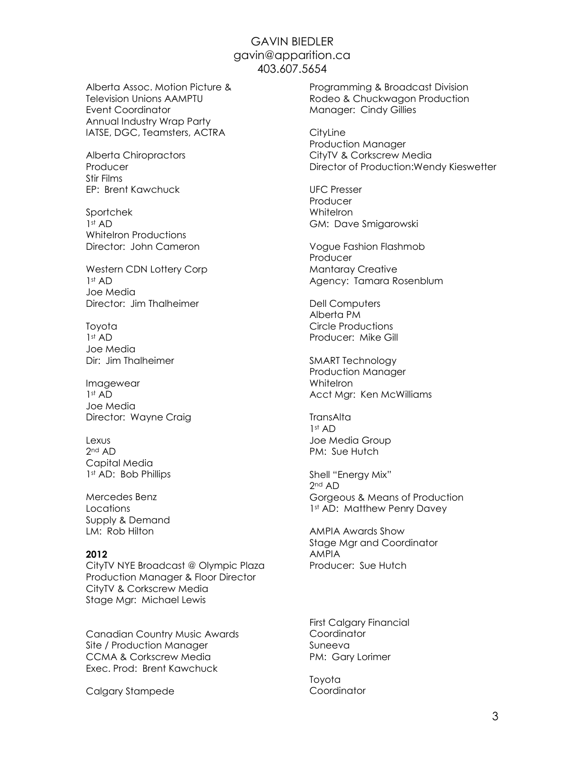GAVIN BIEDLER
gavin@apparition.ca
403.607.5654

Alberta Assoc. Motion Picture &
Television Unions AAMPTU
Event Coordinator
Annual Industry Wrap Party
IATSE, DGC, Teamsters, ACTRA

Alberta Chiropractors
Producer
Stir Films
EP: Brent Kawchuck

Sportchek
1st AD
WhiteIron Productions
Director: John Cameron

Western CDN Lottery Corp
1st AD
Joe Media
Director: Jim Thalheimer

Toyota
1st AD
Joe Media
Dir: Jim Thalheimer

Imagewear
1st AD
Joe Media
Director: Wayne Craig

Lexus
2nd AD
Capital Media
1st AD: Bob Phillips

Mercedes Benz
Locations
Supply & Demand
LM: Rob Hilton

**2012**

CityTV NYE Broadcast @ Olympic Plaza
Production Manager & Floor Director
CityTV & Corkscrew Media
Stage Mgr: Michael Lewis

Canadian Country Music Awards
Site / Production Manager
CCMA & Corkscrew Media
Exec. Prod: Brent Kawchuck

Calgary Stampede
Programming & Broadcast Division
Rodeo & Chuckwagon Production
Manager: Cindy Gillies

CityLine
Production Manager
CityTV & Corkscrew Media
Director of Production:Wendy Kieswetter

UFC Presser
Producer
WhiteIron
GM: Dave Smigarowski

Vogue Fashion Flashmob
Producer
Mantaray Creative
Agency: Tamara Rosenblum

Dell Computers
Alberta PM
Circle Productions
Producer: Mike Gill

SMART Technology
Production Manager
WhiteIron
Acct Mgr: Ken McWilliams

TransAlta
1st AD
Joe Media Group
PM: Sue Hutch

Shell "Energy Mix"
2nd AD
Gorgeous & Means of Production
1st AD: Matthew Penry Davey

AMPIA Awards Show
Stage Mgr and Coordinator
AMPIA
Producer: Sue Hutch

First Calgary Financial
Coordinator
Suneeva
PM: Gary Lorimer

Toyota
Coordinator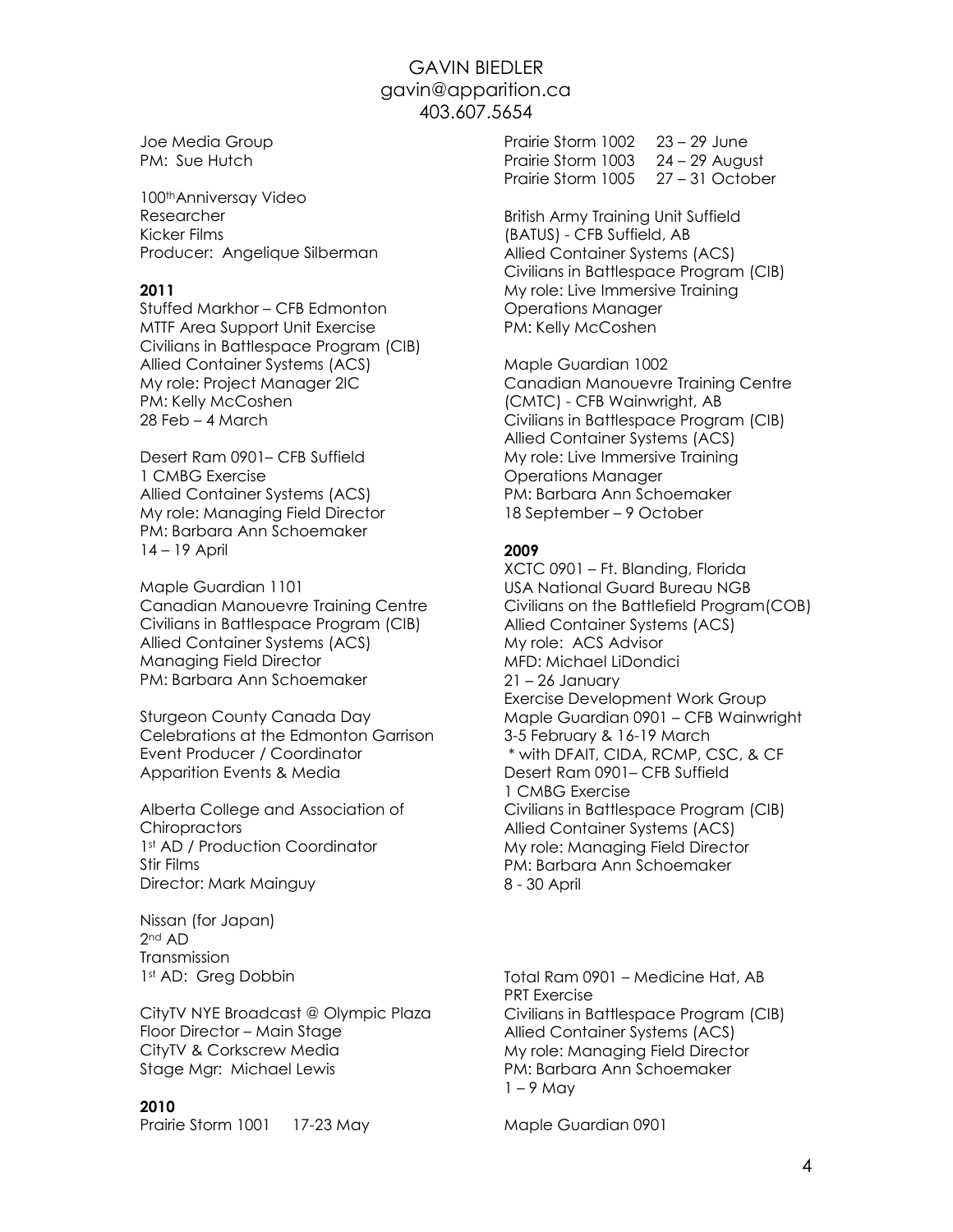Joe Media Group
PM: Sue Hutch

100th Anniversay Video
Researcher
Kicker Films
Producer: Angelique Silberman

**2011**

Stuffed Markhor – CFB Edmonton
MTTF Area Support Unit Exercise
Civilians in Battlespace Program (CIB)
Allied Container Systems (ACS)
My role: Project Manager 2IC
PM: Kelly McCoshen
28 Feb – 4 March

Desert Ram 0901– CFB Suffield
1 CMBG Exercise
Allied Container Systems (ACS)
My role: Managing Field Director
PM: Barbara Ann Schoemaker
14 – 19 April

Maple Guardian 1101
Canadian Manouevre Training Centre
Civilians in Battlespace Program (CIB)
Allied Container Systems (ACS)
Managing Field Director
PM: Barbara Ann Schoemaker

Sturgeon County Canada Day
Celebrations at the Edmonton Garrison
Event Producer / Coordinator
Apparition Events & Media

Alberta College and Association of Chiropractors
1st AD / Production Coordinator
Stir Films
Director: Mark Mainguy

Nissan (for Japan)
2nd AD
Transmission
1st AD: Greg Dobbin

CityTV NYE Broadcast @ Olympic Plaza
Floor Director – Main Stage
CityTV & Corkscrew Media
Stage Mgr: Michael Lewis

**2010**

Prairie Storm 1001 17-23 May
Prairie Storm 1002 23 – 29 June
Prairie Storm 1003 24 – 29 August
Prairie Storm 1005 27 – 31 October

British Army Training Unit Suffield
(BATUS) - CFB Suffield, AB
Allied Container Systems (ACS)
Civilians in Battlespace Program (CIB)
My role: Live Immersive Training
Operations Manager
PM: Kelly McCoshen

Maple Guardian 1002
Canadian Manouevre Training Centre
(CMTC) - CFB Wainwright, AB
Civilians in Battlespace Program (CIB)
Allied Container Systems (ACS)
My role: Live Immersive Training
Operations Manager
PM: Barbara Ann Schoemaker
18 September – 9 October

**2009**

XCTC 0901 – Ft. Blanding, Florida
USA National Guard Bureau NGB
Civilians on the Battlefield Program(COB)
Allied Container Systems (ACS)
My role: ACS Advisor
MFD: Michael LiDondici
21 – 26 January
Exercise Development Work Group
Maple Guardian 0901 – CFB Wainwright
3-5 February & 16-19 March
* with DFAIT, CIDA, RCMP, CSC, & CF
Desert Ram 0901– CFB Suffield
1 CMBG Exercise
Civilians in Battlespace Program (CIB)
Allied Container Systems (ACS)
My role: Managing Field Director
PM: Barbara Ann Schoemaker
8 - 30 April

Total Ram 0901 – Medicine Hat, AB
PRT Exercise
Civilians in Battlespace Program (CIB)
Allied Container Systems (ACS)
My role: Managing Field Director
PM: Barbara Ann Schoemaker
1 – 9 May

Maple Guardian 0901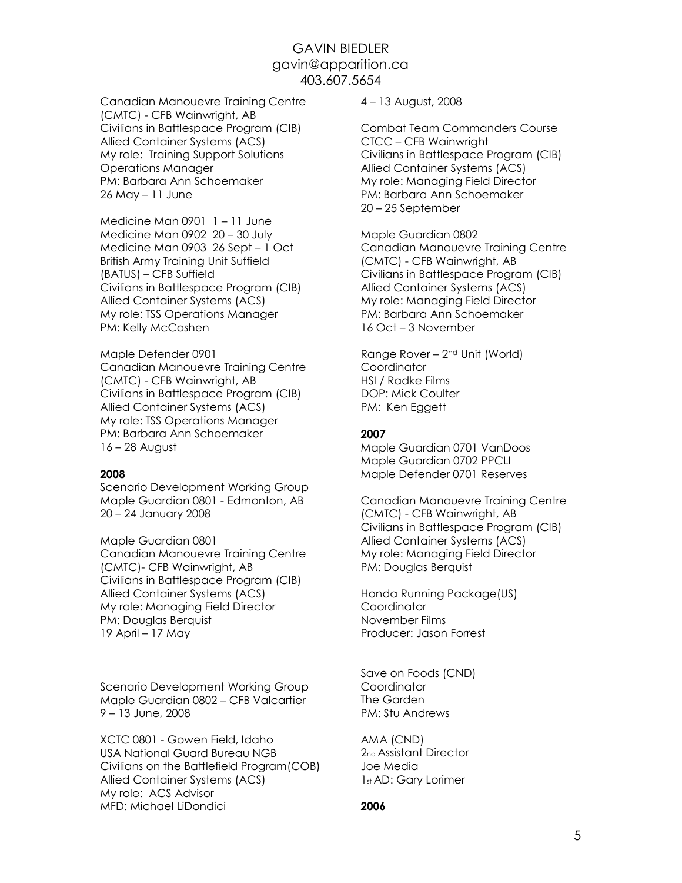GAVIN BIEDLER
gavin@apparition.ca
403.607.5654

Canadian Manouevre Training Centre (CMTC) - CFB Wainwright, AB
Civilians in Battlespace Program (CIB)
Allied Container Systems (ACS)
My role: Training Support Solutions Operations Manager
PM: Barbara Ann Schoemaker
26 May – 11 June

Medicine Man 0901 1 – 11 June
Medicine Man 0902 20 – 30 July
Medicine Man 0903 26 Sept – 1 Oct
British Army Training Unit Suffield (BATUS) – CFB Suffield
Civilians in Battlespace Program (CIB)
Allied Container Systems (ACS)
My role: TSS Operations Manager
PM: Kelly McCoshen

Maple Defender 0901
Canadian Manouevre Training Centre (CMTC) - CFB Wainwright, AB
Civilians in Battlespace Program (CIB)
Allied Container Systems (ACS)
My role: TSS Operations Manager
PM: Barbara Ann Schoemaker
16 – 28 August

**2008**

Scenario Development Working Group
Maple Guardian 0801 - Edmonton, AB
20 – 24 January 2008

Maple Guardian 0801
Canadian Manouevre Training Centre (CMTC)- CFB Wainwright, AB
Civilians in Battlespace Program (CIB)
Allied Container Systems (ACS)
My role: Managing Field Director
PM: Douglas Berquist
19 April – 17 May

Scenario Development Working Group
Maple Guardian 0802 – CFB Valcartier
9 – 13 June, 2008

XCTC 0801 - Gowen Field, Idaho
USA National Guard Bureau NGB
Civilians on the Battlefield Program(COB)
Allied Container Systems (ACS)
My role: ACS Advisor
MFD: Michael LiDondici
4 – 13 August, 2008

Combat Team Commanders Course
CTCC – CFB Wainwright
Civilians in Battlespace Program (CIB)
Allied Container Systems (ACS)
My role: Managing Field Director
PM: Barbara Ann Schoemaker
20 – 25 September

Maple Guardian 0802
Canadian Manouevre Training Centre (CMTC) - CFB Wainwright, AB
Civilians in Battlespace Program (CIB)
Allied Container Systems (ACS)
My role: Managing Field Director
PM: Barbara Ann Schoemaker
16 Oct – 3 November

Range Rover – 2nd Unit (World)
Coordinator
HSI / Radke Films
DOP: Mick Coulter
PM: Ken Eggett

**2007**

Maple Guardian 0701 VanDoos
Maple Guardian 0702 PPCLI
Maple Defender 0701 Reserves

Canadian Manouevre Training Centre (CMTC) - CFB Wainwright, AB
Civilians in Battlespace Program (CIB)
Allied Container Systems (ACS)
My role: Managing Field Director
PM: Douglas Berquist

Honda Running Package(US)
Coordinator
November Films
Producer: Jason Forrest

Save on Foods (CND)
Coordinator
The Garden
PM: Stu Andrews

AMA (CND)
2nd Assistant Director
Joe Media
1st AD: Gary Lorimer

**2006**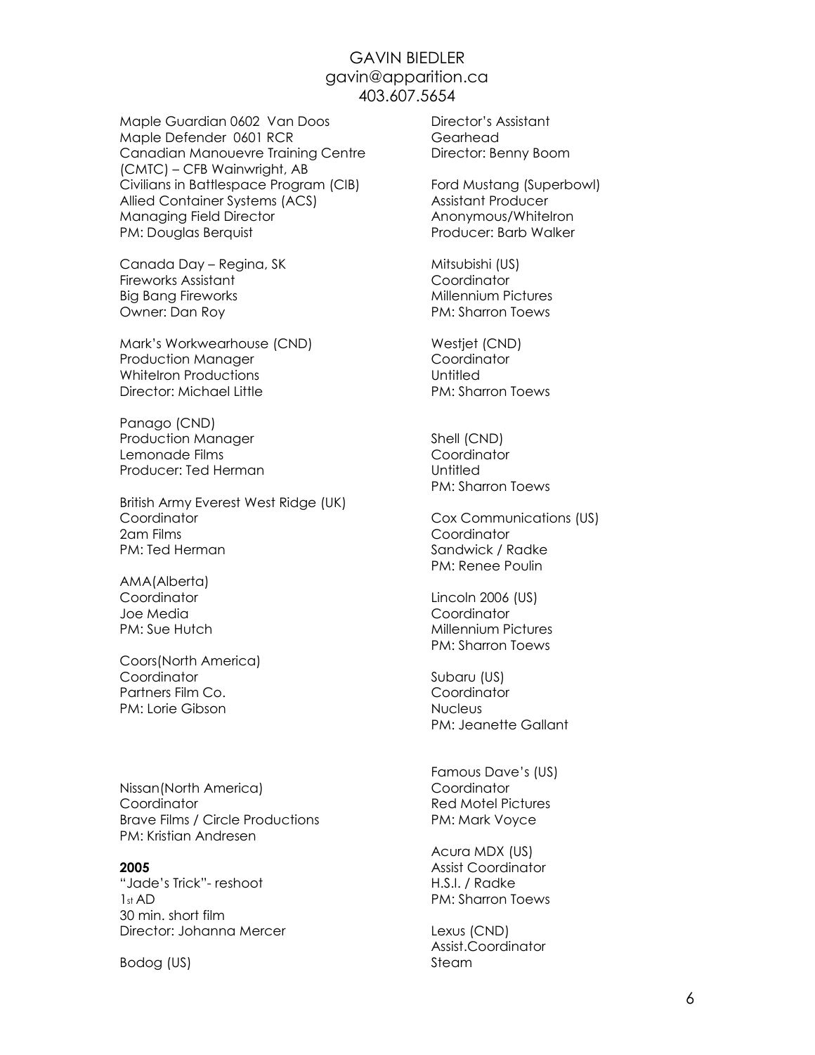GAVIN BIEDLER
gavin@apparition.ca
403.607.5654

Maple Guardian 0602 Van Doos
Maple Defender 0601 RCR
Canadian Manouevre Training Centre (CMTC) – CFB Wainwright, AB
Civilians in Battlespace Program (CIB)
Allied Container Systems (ACS)
Managing Field Director
PM: Douglas Berquist

Canada Day – Regina, SK
Fireworks Assistant
Big Bang Fireworks
Owner: Dan Roy

Mark's Workwearhouse (CND)
Production Manager
WhiteIron Productions
Director: Michael Little

Panago (CND)
Production Manager
Lemonade Films
Producer: Ted Herman

British Army Everest West Ridge (UK)
Coordinator
2am Films
PM: Ted Herman

AMA(Alberta)
Coordinator
Joe Media
PM: Sue Hutch

Coors(North America)
Coordinator
Partners Film Co.
PM: Lorie Gibson

Nissan(North America)
Coordinator
Brave Films / Circle Productions
PM: Kristian Andresen

**2005**

"Jade's Trick"- reshoot
1st AD
30 min. short film
Director: Johanna Mercer

Bodog (US)
Director's Assistant
Gearhead
Director: Benny Boom

Ford Mustang (Superbowl)
Assistant Producer
Anonymous/WhiteIron
Producer: Barb Walker

Mitsubishi (US)
Coordinator
Millennium Pictures
PM: Sharron Toews

Westjet (CND)
Coordinator
Untitled
PM: Sharron Toews

Shell (CND)
Coordinator
Untitled
PM: Sharron Toews

Cox Communications (US)
Coordinator
Sandwick / Radke
PM: Renee Poulin

Lincoln 2006 (US)
Coordinator
Millennium Pictures
PM: Sharron Toews

Subaru (US)
Coordinator
Nucleus
PM: Jeanette Gallant

Famous Dave's (US)
Coordinator
Red Motel Pictures
PM: Mark Voyce

Acura MDX (US)
Assist Coordinator
H.S.I. / Radke
PM: Sharron Toews

Lexus (CND)
Assist.Coordinator
Steam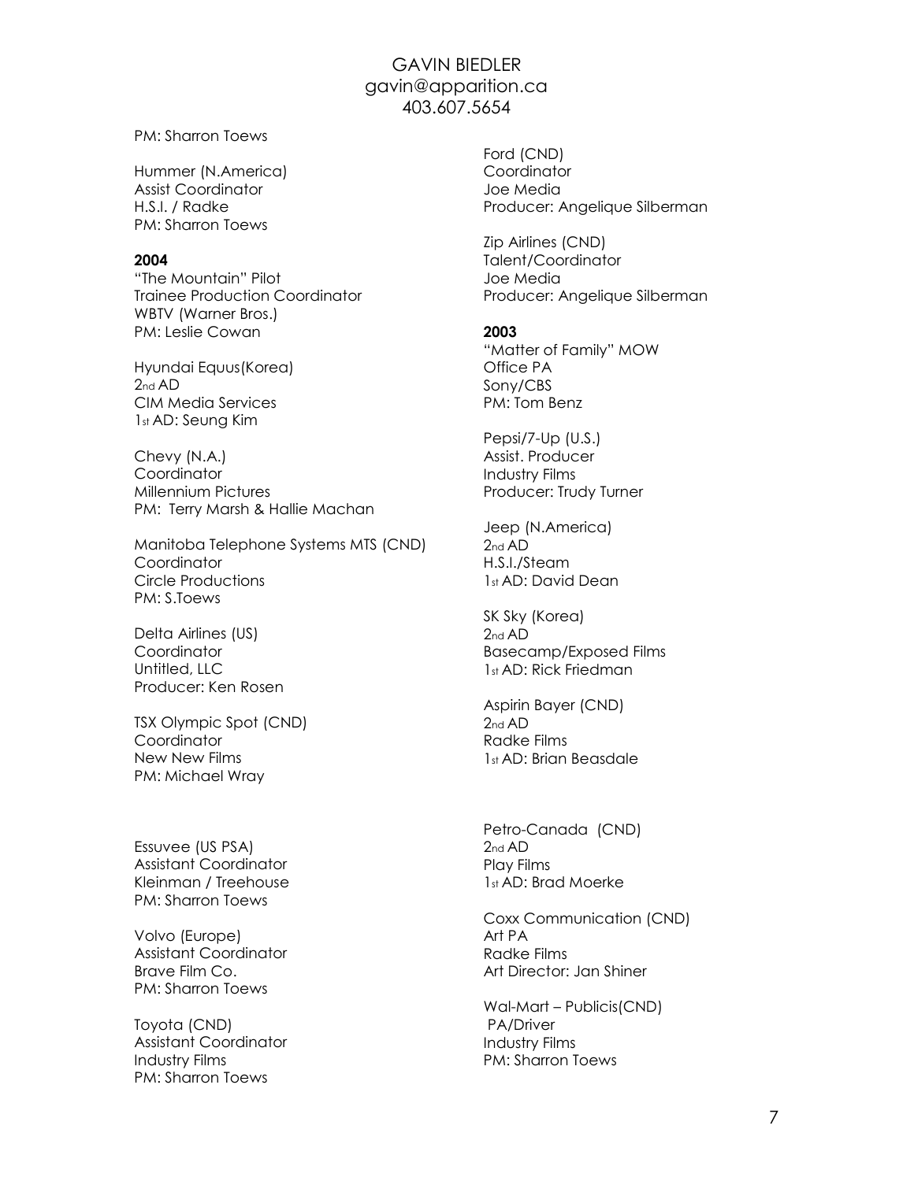GAVIN BIEDLER
gavin@apparition.ca
403.607.5654

PM: Sharron Toews

Hummer (N.America)
Assist Coordinator
H.S.I. / Radke
PM: Sharron Toews

**2004**

"The Mountain" Pilot
Trainee Production Coordinator
WBTV (Warner Bros.)
PM: Leslie Cowan

Hyundai Equus(Korea)
2nd AD
CIM Media Services
1st AD: Seung Kim

Chevy (N.A.)
Coordinator
Millennium Pictures
PM: Terry Marsh & Hallie Machan

Manitoba Telephone Systems MTS (CND)
Coordinator
Circle Productions
PM: S.Toews

Delta Airlines (US)
Coordinator
Untitled, LLC
Producer: Ken Rosen

TSX Olympic Spot (CND)
Coordinator
New New Films
PM: Michael Wray

Essuvee (US PSA)
Assistant Coordinator
Kleinman / Treehouse
PM: Sharron Toews

Volvo (Europe)
Assistant Coordinator
Brave Film Co.
PM: Sharron Toews

Toyota (CND)
Assistant Coordinator
Industry Films
PM: Sharron Toews

Ford (CND)
Coordinator
Joe Media
Producer: Angelique Silberman

Zip Airlines (CND)
Talent/Coordinator
Joe Media
Producer: Angelique Silberman

**2003**

"Matter of Family" MOW
Office PA
Sony/CBS
PM: Tom Benz

Pepsi/7-Up (U.S.)
Assist. Producer
Industry Films
Producer: Trudy Turner

Jeep (N.America)
2nd AD
H.S.I./Steam
1st AD: David Dean

SK Sky (Korea)
2nd AD
Basecamp/Exposed Films
1st AD: Rick Friedman

Aspirin Bayer (CND)
2nd AD
Radke Films
1st AD: Brian Beasdale

Petro-Canada (CND)
2nd AD
Play Films
1st AD: Brad Moerke

Coxx Communication (CND)
Art PA
Radke Films
Art Director: Jan Shiner

Wal-Mart – Publicis(CND)
PA/Driver
Industry Films
PM: Sharron Toews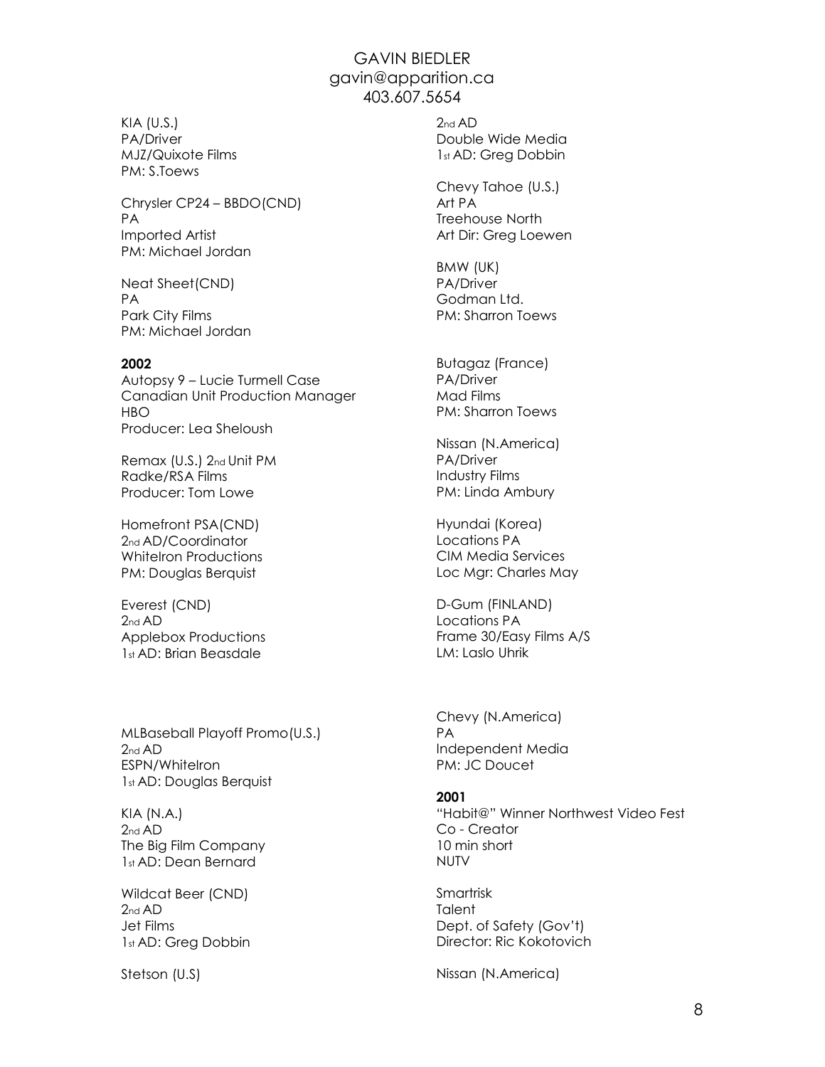GAVIN BIEDLER
gavin@apparition.ca
403.607.5654

KIA (U.S.)
PA/Driver
MJZ/Quixote Films
PM: S.Toews

Chrysler CP24 – BBDO(CND)
PA
Imported Artist
PM: Michael Jordan

Neat Sheet(CND)
PA
Park City Films
PM: Michael Jordan

**2002**

Autopsy 9 – Lucie Turmell Case
Canadian Unit Production Manager
HBO
Producer: Lea Sheloush

Remax (U.S.) 2nd Unit PM
Radke/RSA Films
Producer: Tom Lowe

Homefront PSA(CND)
2nd AD/Coordinator
WhiteIron Productions
PM: Douglas Berquist

Everest (CND)
2nd AD
Applebox Productions
1st AD: Brian Beasdale

MLBaseball Playoff Promo(U.S.)
2nd AD
ESPN/WhiteIron
1st AD: Douglas Berquist

KIA (N.A.)
2nd AD
The Big Film Company
1st AD: Dean Bernard

Wildcat Beer (CND)
2nd AD
Jet Films
1st AD: Greg Dobbin

Stetson (U.S)
2nd AD
Double Wide Media
1st AD: Greg Dobbin

Chevy Tahoe (U.S.)
Art PA
Treehouse North
Art Dir: Greg Loewen

BMW (UK)
PA/Driver
Godman Ltd.
PM: Sharron Toews

Butagaz (France)
PA/Driver
Mad Films
PM: Sharron Toews

Nissan (N.America)
PA/Driver
Industry Films
PM: Linda Ambury

Hyundai (Korea)
Locations PA
CIM Media Services
Loc Mgr: Charles May

D-Gum (FINLAND)
Locations PA
Frame 30/Easy Films A/S
LM: Laslo Uhrik

Chevy (N.America)
PA
Independent Media
PM: JC Doucet

**2001**

"Habit@" Winner Northwest Video Fest
Co - Creator
10 min short
NUTV

Smartrisk
Talent
Dept. of Safety (Gov't)
Director: Ric Kokotovich

Nissan (N.America)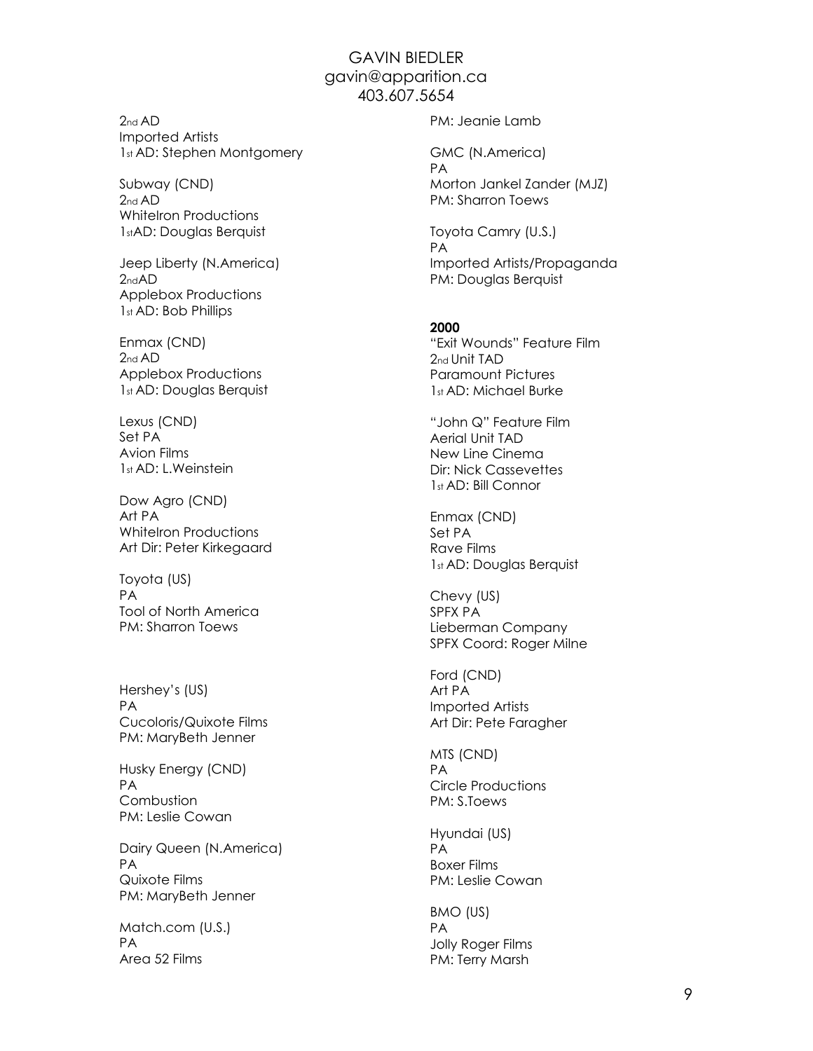GAVIN BIEDLER
gavin@apparition.ca
403.607.5654

2nd AD
Imported Artists
1st AD: Stephen Montgomery

Subway (CND)
2nd AD
WhiteIron Productions
1stAD: Douglas Berquist

Jeep Liberty (N.America)
2ndAD
Applebox Productions
1st AD: Bob Phillips

Enmax (CND)
2nd AD
Applebox Productions
1st AD: Douglas Berquist

Lexus (CND)
Set PA
Avion Films
1st AD: L.Weinstein

Dow Agro (CND)
Art PA
WhiteIron Productions
Art Dir: Peter Kirkegaard

Toyota (US)
PA
Tool of North America
PM: Sharron Toews

Hershey's (US)
PA
Cucoloris/Quixote Films
PM: MaryBeth Jenner

Husky Energy (CND)
PA
Combustion
PM: Leslie Cowan

Dairy Queen (N.America)
PA
Quixote Films
PM: MaryBeth Jenner

Match.com (U.S.)
PA
Area 52 Films
PM: Jeanie Lamb

GMC (N.America)
PA
Morton Jankel Zander (MJZ)
PM: Sharron Toews

Toyota Camry (U.S.)
PA
Imported Artists/Propaganda
PM: Douglas Berquist

**2000**

"Exit Wounds" Feature Film
2nd Unit TAD
Paramount Pictures
1st AD: Michael Burke

"John Q" Feature Film
Aerial Unit TAD
New Line Cinema
Dir: Nick Cassevettes
1st AD: Bill Connor

Enmax (CND)
Set PA
Rave Films
1st AD: Douglas Berquist

Chevy (US)
SPFX PA
Lieberman Company
SPFX Coord: Roger Milne

Ford (CND)
Art PA
Imported Artists
Art Dir: Pete Faragher

MTS (CND)
PA
Circle Productions
PM: S.Toews

Hyundai (US)
PA
Boxer Films
PM: Leslie Cowan

BMO (US)
PA
Jolly Roger Films
PM: Terry Marsh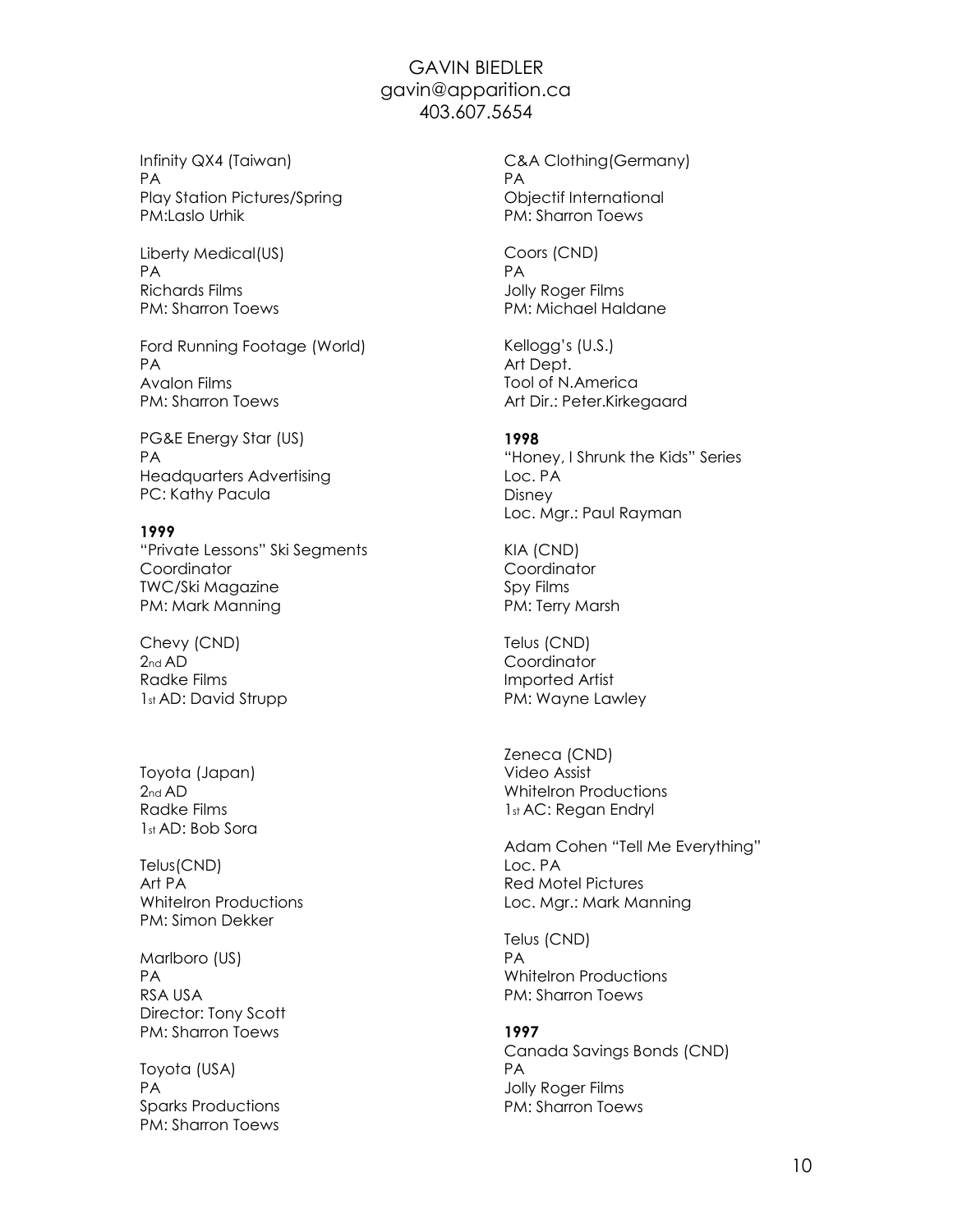GAVIN BIEDLER
gavin@apparition.ca
403.607.5654

Infinity QX4 (Taiwan)
PA
Play Station Pictures/Spring
PM:Laslo Urhik

Liberty Medical(US)
PA
Richards Films
PM: Sharron Toews

Ford Running Footage (World)
PA
Avalon Films
PM: Sharron Toews

PG&E Energy Star (US)
PA
Headquarters Advertising
PC: Kathy Pacula

**1999**

"Private Lessons" Ski Segments
Coordinator
TWC/Ski Magazine
PM: Mark Manning

Chevy (CND)
2nd AD
Radke Films
1st AD: David Strupp

Toyota (Japan)
2nd AD
Radke Films
1st AD: Bob Sora

Telus(CND)
Art PA
WhiteIron Productions
PM: Simon Dekker

Marlboro (US)
PA
RSA USA
Director: Tony Scott
PM: Sharron Toews

Toyota (USA)
PA
Sparks Productions
PM: Sharron Toews

C&A Clothing(Germany)
PA
Objectif International
PM: Sharron Toews

Coors (CND)
PA
Jolly Roger Films
PM: Michael Haldane

Kellogg's (U.S.)
Art Dept.
Tool of N.America
Art Dir.: Peter.Kirkegaard

**1998**

"Honey, I Shrunk the Kids" Series
Loc. PA
Disney
Loc. Mgr.: Paul Rayman

KIA (CND)
Coordinator
Spy Films
PM: Terry Marsh

Telus (CND)
Coordinator
Imported Artist
PM: Wayne Lawley

Zeneca (CND)
Video Assist
WhiteIron Productions
1st AC: Regan Endryl

Adam Cohen "Tell Me Everything"
Loc. PA
Red Motel Pictures
Loc. Mgr.: Mark Manning

Telus (CND)
PA
WhiteIron Productions
PM: Sharron Toews

**1997**

Canada Savings Bonds (CND)
PA
Jolly Roger Films
PM: Sharron Toews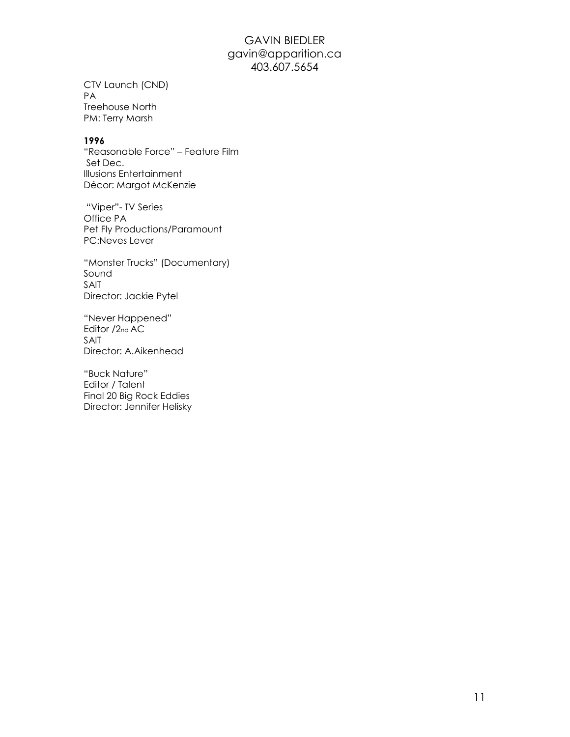CTV Launch (CND)
PA
Treehouse North
PM: Terry Marsh

**1996**

"Reasonable Force" – Feature Film
Set Dec.
Illusions Entertainment
Décor: Margot McKenzie

"Viper"- TV Series
Office PA
Pet Fly Productions/Paramount
PC:Neves Lever

"Monster Trucks" (Documentary)
Sound
SAIT
Director: Jackie Pytel

"Never Happened"
Editor /2nd AC
SAIT
Director: A.Aikenhead

"Buck Nature"
Editor / Talent
Final 20 Big Rock Eddies
Director: Jennifer Helisky